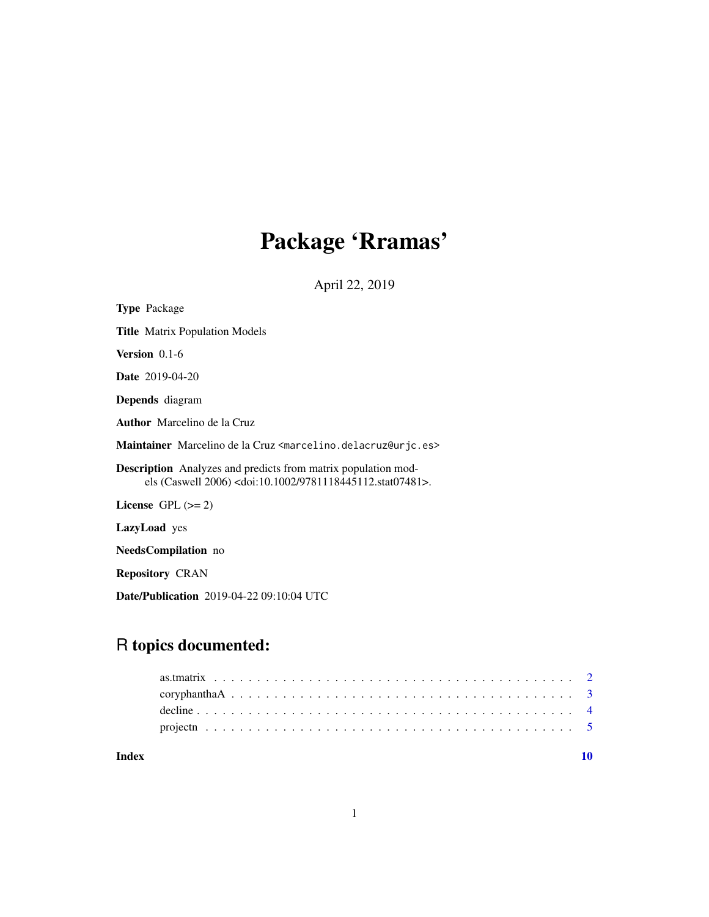# Package 'Rramas'

April 22, 2019

**Type** Package

**Title** Matrix Population Models

**Version** 0.1-6

**Date** 2019-04-20

**Depends** diagram

**Author** Marcelino de la Cruz

**Maintainer** Marcelino de la Cruz <marcelino.delacruz@urjc.es>

**Description** Analyzes and predicts from matrix population models (Caswell 2006) <doi:10.1002/9781118445112.stat07481>.

**License** GPL (>= 2)

**LazyLoad** yes

**NeedsCompilation** no

**Repository** CRAN

**Date/Publication** 2019-04-22 09:10:04 UTC

## R topics documented:

| | |
|---|---|
| as.tmatrix | 2 |
| coryphanthaA | 3 |
| decline | 4 |
| projectn | 5 |
| **Index** | **10** |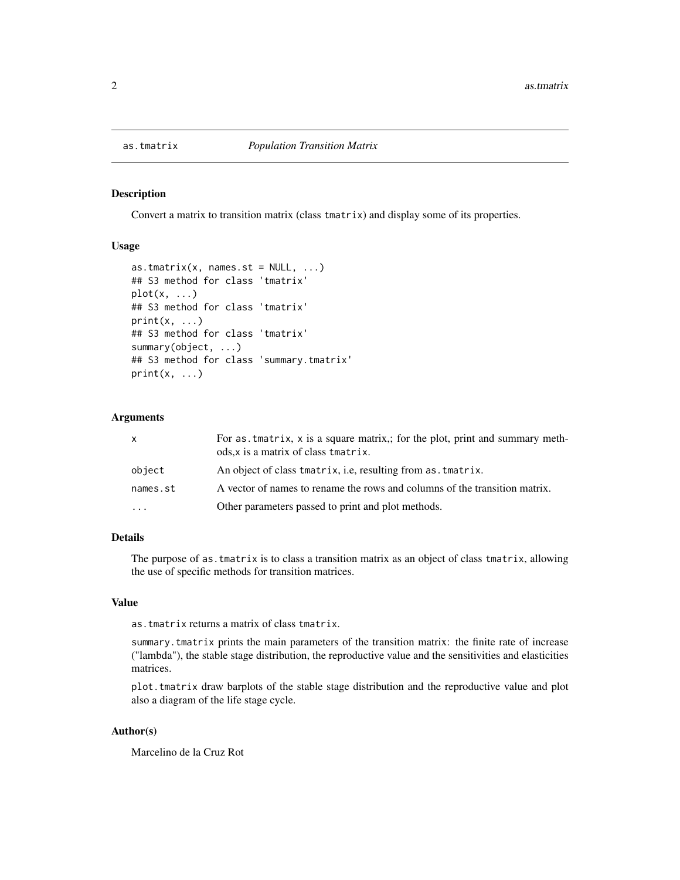as.tmatrix — *Population Transition Matrix*

## Description

Convert a matrix to transition matrix (class `tmatrix`) and display some of its properties.

## Usage

```
as.tmatrix(x, names.st = NULL, ...)
## S3 method for class 'tmatrix'
plot(x, ...)
## S3 method for class 'tmatrix'
print(x, ...)
## S3 method for class 'tmatrix'
summary(object, ...)
## S3 method for class 'summary.tmatrix'
print(x, ...)
```

## Arguments

| | |
|---|---|
| `x` | For `as.tmatrix`, `x` is a square matrix,; for the plot, print and summary methods,x is a matrix of class `tmatrix`. |
| `object` | An object of class `tmatrix`, i.e, resulting from `as.tmatrix`. |
| `names.st` | A vector of names to rename the rows and columns of the transition matrix. |
| `...` | Other parameters passed to print and plot methods. |

## Details

The purpose of `as.tmatrix` is to class a transition matrix as an object of class `tmatrix`, allowing the use of specific methods for transition matrices.

## Value

`as.tmatrix` returns a matrix of class `tmatrix`.

`summary.tmatrix` prints the main parameters of the transition matrix: the finite rate of increase ("lambda"), the stable stage distribution, the reproductive value and the sensitivities and elasticities matrices.

`plot.tmatrix` draw barplots of the stable stage distribution and the reproductive value and plot also a diagram of the life stage cycle.

## Author(s)

Marcelino de la Cruz Rot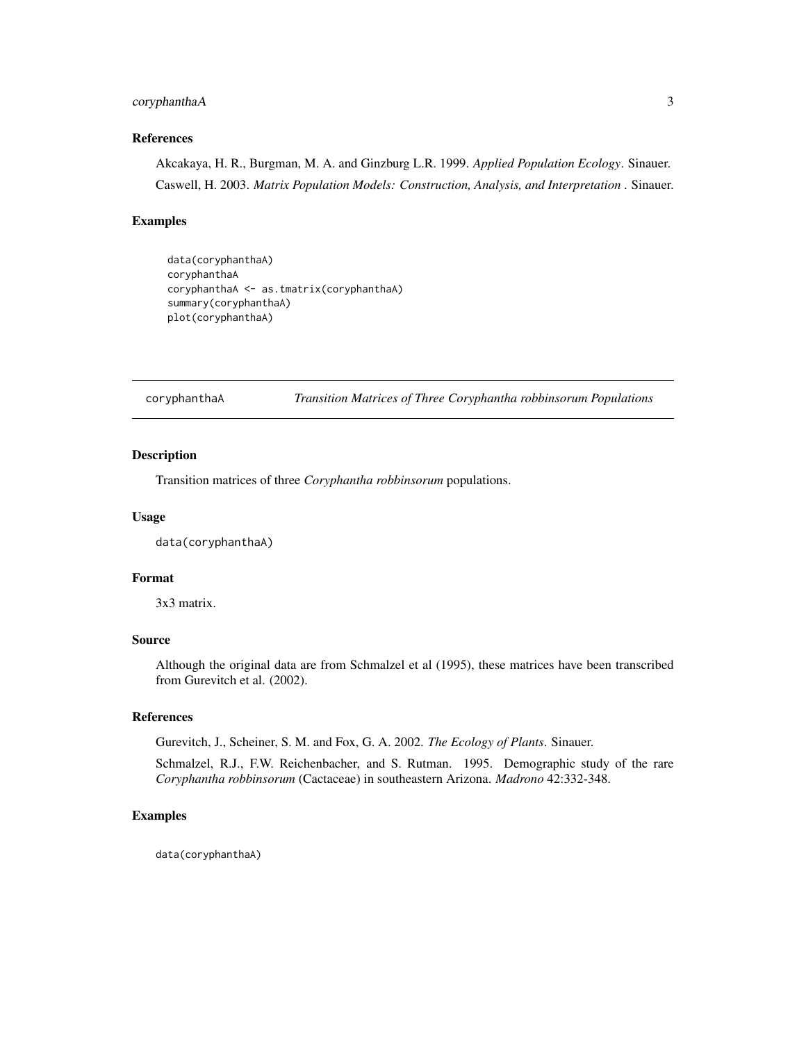### References

Akcakaya, H. R., Burgman, M. A. and Ginzburg L.R. 1999. *Applied Population Ecology*. Sinauer.

Caswell, H. 2003. *Matrix Population Models: Construction, Analysis, and Interpretation* . Sinauer.

### Examples

```
data(coryphanthaA)
coryphanthaA
coryphanthaA <- as.tmatrix(coryphanthaA)
summary(coryphanthaA)
plot(coryphanthaA)
```

---

## coryphanthaA — *Transition Matrices of Three Coryphantha robbinsorum Populations*

---

### Description

Transition matrices of three *Coryphantha robbinsorum* populations.

### Usage

```
data(coryphanthaA)
```

### Format

3x3 matrix.

### Source

Although the original data are from Schmalzel et al (1995), these matrices have been transcribed from Gurevitch et al. (2002).

### References

Gurevitch, J., Scheiner, S. M. and Fox, G. A. 2002. *The Ecology of Plants*. Sinauer.

Schmalzel, R.J., F.W. Reichenbacher, and S. Rutman. 1995. Demographic study of the rare *Coryphantha robbinsorum* (Cactaceae) in southeastern Arizona. *Madrono* 42:332-348.

### Examples

```
data(coryphanthaA)
```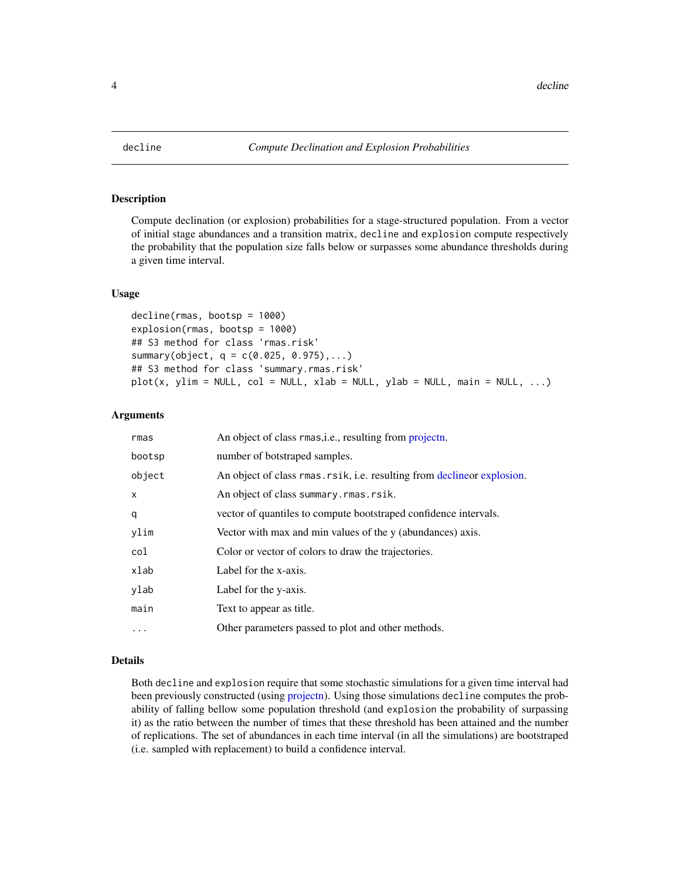# decline — *Compute Declination and Explosion Probabilities*

## Description

Compute declination (or explosion) probabilities for a stage-structured population. From a vector of initial stage abundances and a transition matrix, `decline` and `explosion` compute respectively the probability that the population size falls below or surpasses some abundance thresholds during a given time interval.

## Usage

```
decline(rmas, bootsp = 1000)
explosion(rmas, bootsp = 1000)
## S3 method for class 'rmas.risk'
summary(object, q = c(0.025, 0.975),...)
## S3 method for class 'summary.rmas.risk'
plot(x, ylim = NULL, col = NULL, xlab = NULL, ylab = NULL, main = NULL, ...)
```

## Arguments

| | |
|---|---|
| `rmas` | An object of class `rmas`,i.e., resulting from projectn. |
| `bootsp` | number of botstraped samples. |
| `object` | An object of class `rmas.rsik`, i.e. resulting from declineor explosion. |
| `x` | An object of class `summary.rmas.rsik`. |
| `q` | vector of quantiles to compute bootstraped confidence intervals. |
| `ylim` | Vector with max and min values of the y (abundances) axis. |
| `col` | Color or vector of colors to draw the trajectories. |
| `xlab` | Label for the x-axis. |
| `ylab` | Label for the y-axis. |
| `main` | Text to appear as title. |
| `...` | Other parameters passed to plot and other methods. |

## Details

Both `decline` and `explosion` require that some stochastic simulations for a given time interval had been previously constructed (using projectn). Using those simulations `decline` computes the probability of falling bellow some population threshold (and `explosion` the probability of surpassing it) as the ratio between the number of times that these threshold has been attained and the number of replications. The set of abundances in each time interval (in all the simulations) are bootstraped (i.e. sampled with replacement) to build a confidence interval.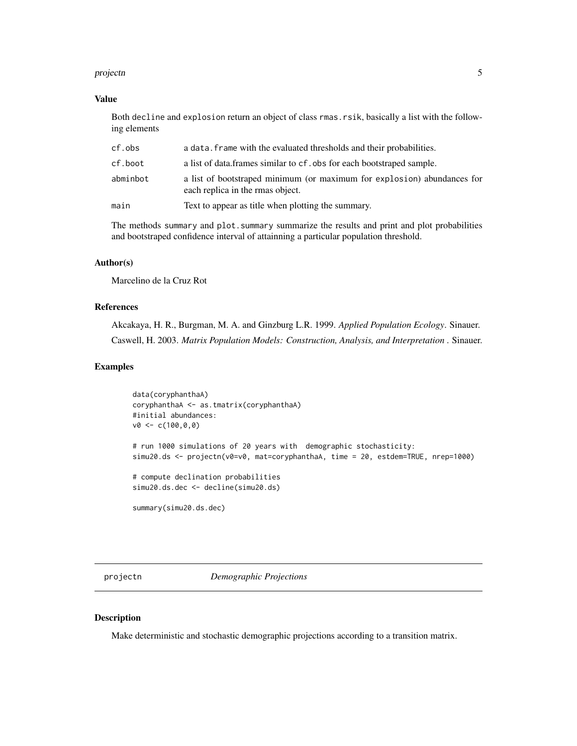### Value

Both decline and explosion return an object of class rmas.rsik, basically a list with the following elements

| | |
|---|---|
| cf.obs | a data.frame with the evaluated thresholds and their probabilities. |
| cf.boot | a list of data.frames similar to cf.obs for each bootstraped sample. |
| abminbot | a list of bootstraped minimum (or maximum for explosion) abundances for each replica in the rmas object. |
| main | Text to appear as title when plotting the summary. |

The methods summary and plot.summary summarize the results and print and plot probabilities and bootstraped confidence interval of attainning a particular population threshold.

### Author(s)

Marcelino de la Cruz Rot

### References

Akcakaya, H. R., Burgman, M. A. and Ginzburg L.R. 1999. *Applied Population Ecology*. Sinauer.

Caswell, H. 2003. *Matrix Population Models: Construction, Analysis, and Interpretation* . Sinauer.

### Examples

```
data(coryphanthaA)
coryphanthaA <- as.tmatrix(coryphanthaA)
#initial abundances:
v0 <- c(100,0,0)

# run 1000 simulations of 20 years with  demographic stochasticity:
simu20.ds <- projectn(v0=v0, mat=coryphanthaA, time = 20, estdem=TRUE, nrep=1000)

# compute declination probabilities
simu20.ds.dec <- decline(simu20.ds)

summary(simu20.ds.dec)
```

---

## projectn &nbsp;&nbsp;&nbsp;&nbsp; *Demographic Projections*

### Description

Make deterministic and stochastic demographic projections according to a transition matrix.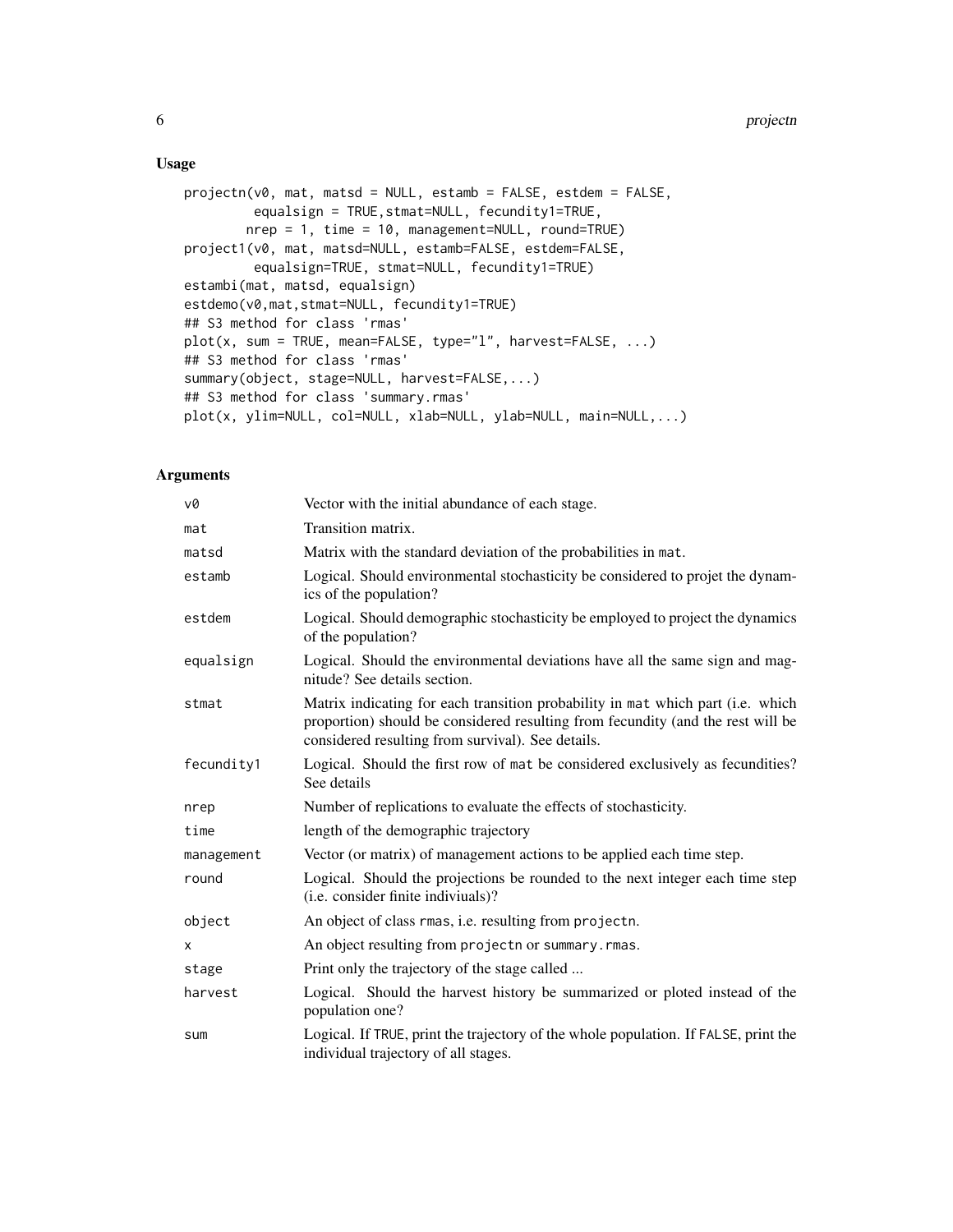## Usage

```
projectn(v0, mat, matsd = NULL, estamb = FALSE, estdem = FALSE,
         equalsign = TRUE,stmat=NULL, fecundity1=TRUE,
        nrep = 1, time = 10, management=NULL, round=TRUE)
project1(v0, mat, matsd=NULL, estamb=FALSE, estdem=FALSE,
         equalsign=TRUE, stmat=NULL, fecundity1=TRUE)
estambi(mat, matsd, equalsign)
estdemo(v0,mat,stmat=NULL, fecundity1=TRUE)
## S3 method for class 'rmas'
plot(x, sum = TRUE, mean=FALSE, type="l", harvest=FALSE, ...)
## S3 method for class 'rmas'
summary(object, stage=NULL, harvest=FALSE,...)
## S3 method for class 'summary.rmas'
plot(x, ylim=NULL, col=NULL, xlab=NULL, ylab=NULL, main=NULL,...)
```

## Arguments

| | |
|---|---|
| `v0` | Vector with the initial abundance of each stage. |
| `mat` | Transition matrix. |
| `matsd` | Matrix with the standard deviation of the probabilities in `mat`. |
| `estamb` | Logical. Should environmental stochasticity be considered to projet the dynamics of the population? |
| `estdem` | Logical. Should demographic stochasticity be employed to project the dynamics of the population? |
| `equalsign` | Logical. Should the environmental deviations have all the same sign and magnitude? See details section. |
| `stmat` | Matrix indicating for each transition probability in `mat` which part (i.e. which proportion) should be considered resulting from fecundity (and the rest will be considered resulting from survival). See details. |
| `fecundity1` | Logical. Should the first row of `mat` be considered exclusively as fecundities? See details |
| `nrep` | Number of replications to evaluate the effects of stochasticity. |
| `time` | length of the demographic trajectory |
| `management` | Vector (or matrix) of management actions to be applied each time step. |
| `round` | Logical. Should the projections be rounded to the next integer each time step (i.e. consider finite indiviuals)? |
| `object` | An object of class `rmas`, i.e. resulting from `projectn`. |
| `x` | An object resulting from `projectn` or `summary.rmas`. |
| `stage` | Print only the trajectory of the stage called ... |
| `harvest` | Logical. Should the harvest history be summarized or ploted instead of the population one? |
| `sum` | Logical. If `TRUE`, print the trajectory of the whole population. If `FALSE`, print the individual trajectory of all stages. |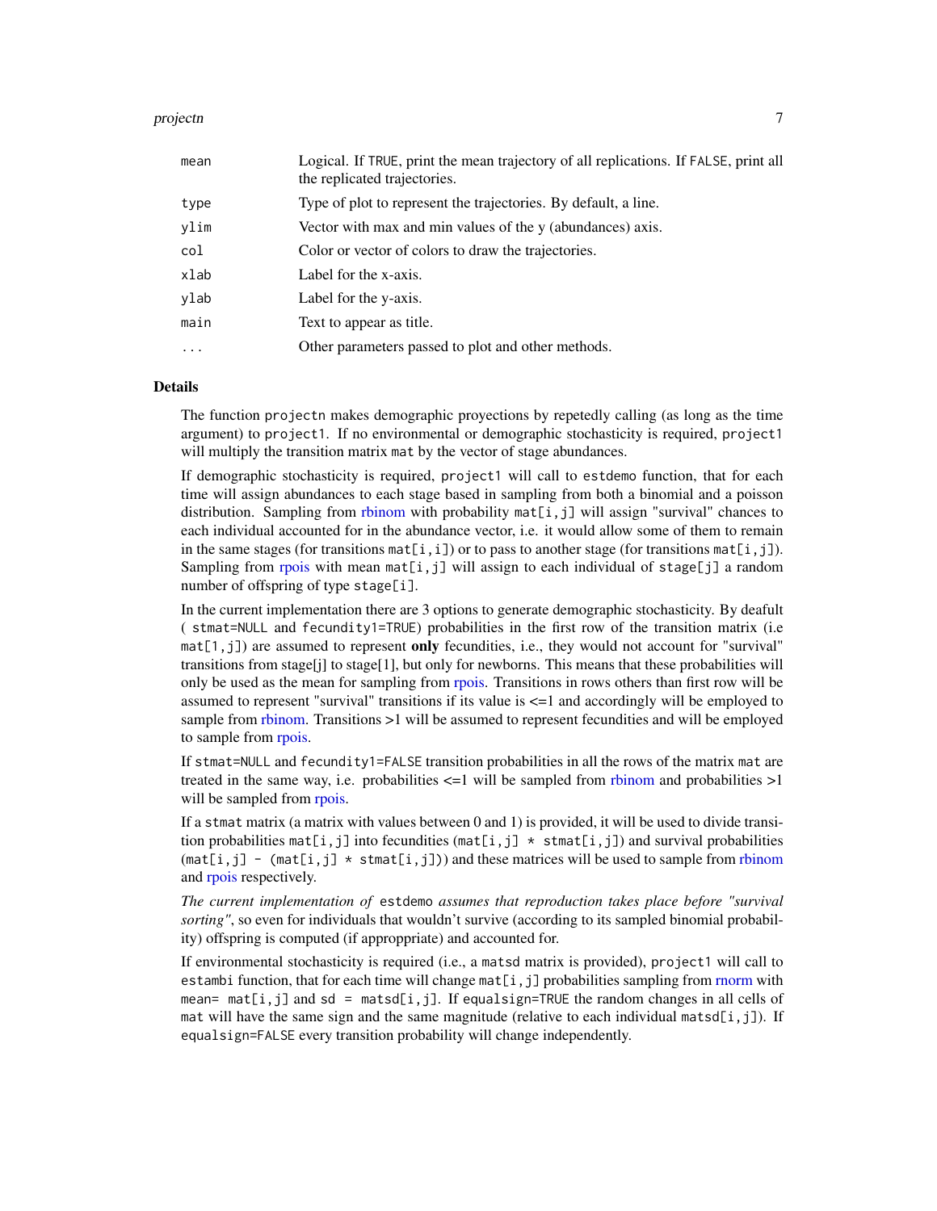| | |
|---|---|
| mean | Logical. If TRUE, print the mean trajectory of all replications. If FALSE, print all the replicated trajectories. |
| type | Type of plot to represent the trajectories. By default, a line. |
| ylim | Vector with max and min values of the y (abundances) axis. |
| col | Color or vector of colors to draw the trajectories. |
| xlab | Label for the x-axis. |
| ylab | Label for the y-axis. |
| main | Text to appear as title. |
| ... | Other parameters passed to plot and other methods. |

## Details

The function `projectn` makes demographic proyections by repetedly calling (as long as the time argument) to `project1`. If no environmental or demographic stochasticity is required, `project1` will multiply the transition matrix `mat` by the vector of stage abundances.

If demographic stochasticity is required, `project1` will call to `estdemo` function, that for each time will assign abundances to each stage based in sampling from both a binomial and a poisson distribution. Sampling from rbinom with probability `mat[i,j]` will assign "survival" chances to each individual accounted for in the abundance vector, i.e. it would allow some of them to remain in the same stages (for transitions `mat[i,i]`) or to pass to another stage (for transitions `mat[i,j]`). Sampling from rpois with mean `mat[i,j]` will assign to each individual of `stage[j]` a random number of offspring of type `stage[i]`.

In the current implementation there are 3 options to generate demographic stochasticity. By deafult ( `stmat=NULL` and `fecundity1=TRUE`) probabilities in the first row of the transition matrix (i.e `mat[1,j]`) are assumed to represent **only** fecundities, i.e., they would not account for "survival" transitions from stage[j] to stage[1], but only for newborns. This means that these probabilities will only be used as the mean for sampling from rpois. Transitions in rows others than first row will be assumed to represent "survival" transitions if its value is <=1 and accordingly will be employed to sample from rbinom. Transitions >1 will be assumed to represent fecundities and will be employed to sample from rpois.

If `stmat=NULL` and `fecundity1=FALSE` transition probabilities in all the rows of the matrix `mat` are treated in the same way, i.e. probabilities <=1 will be sampled from rbinom and probabilities >1 will be sampled from rpois.

If a `stmat` matrix (a matrix with values between 0 and 1) is provided, it will be used to divide transition probabilities `mat[i,j]` into fecundities (`mat[i,j] * stmat[i,j]`) and survival probabilities (`mat[i,j] - (mat[i,j] * stmat[i,j])`) and these matrices will be used to sample from rbinom and rpois respectively.

*The current implementation of* `estdemo` *assumes that reproduction takes place before "survival sorting"*, so even for individuals that wouldn't survive (according to its sampled binomial probability) offspring is computed (if approppriate) and accounted for.

If environmental stochasticity is required (i.e., a `matsd` matrix is provided), `project1` will call to `estambi` function, that for each time will change `mat[i,j]` probabilities sampling from rnorm with `mean= mat[i,j]` and `sd = matsd[i,j]`. If `equalsign=TRUE` the random changes in all cells of `mat` will have the same sign and the same magnitude (relative to each individual `matsd[i,j]`). If `equalsign=FALSE` every transition probability will change independently.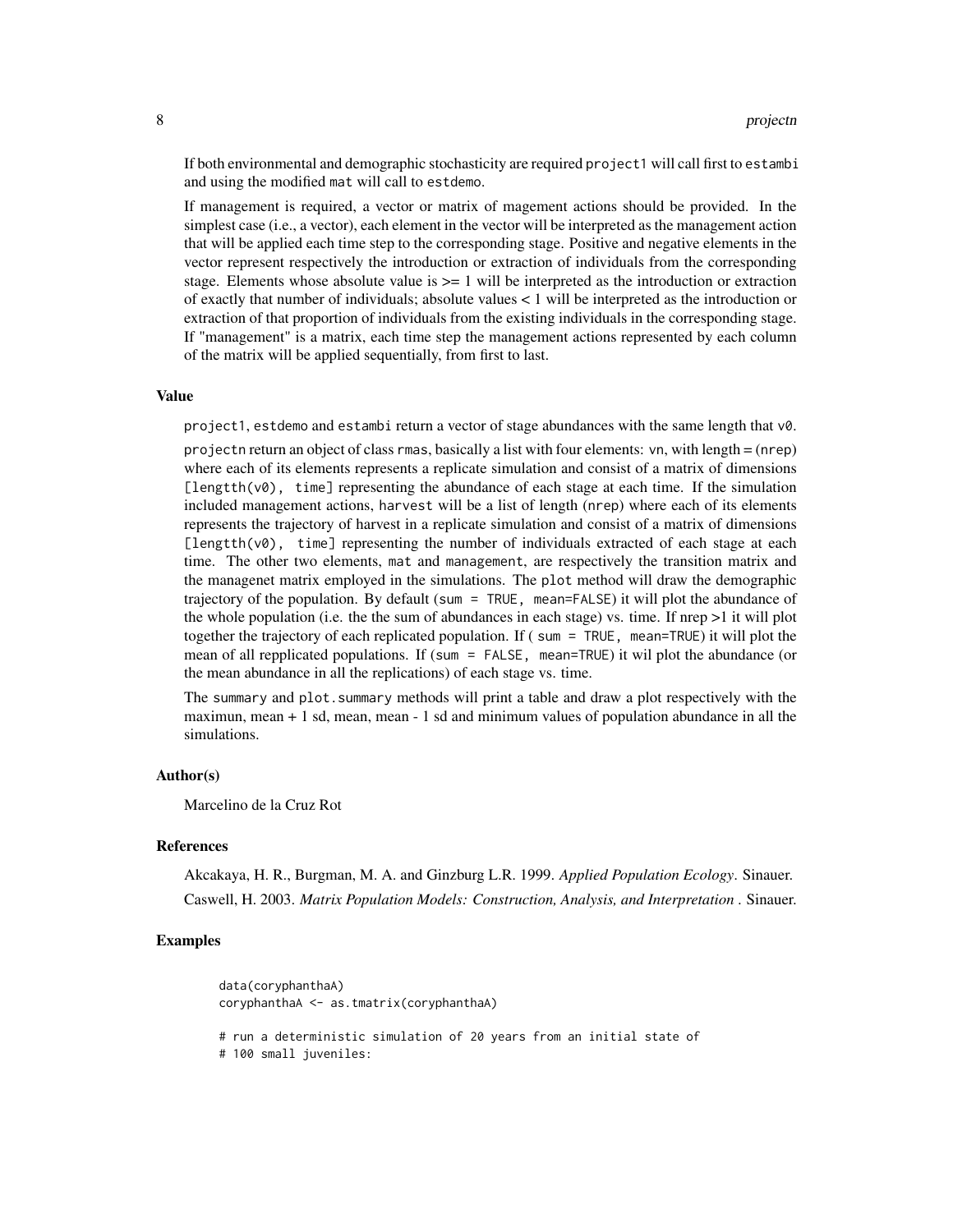If both environmental and demographic stochasticity are required project1 will call first to estambi and using the modified mat will call to estdemo.

If management is required, a vector or matrix of magement actions should be provided. In the simplest case (i.e., a vector), each element in the vector will be interpreted as the management action that will be applied each time step to the corresponding stage. Positive and negative elements in the vector represent respectively the introduction or extraction of individuals from the corresponding stage. Elements whose absolute value is >= 1 will be interpreted as the introduction or extraction of exactly that number of individuals; absolute values < 1 will be interpreted as the introduction or extraction of that proportion of individuals from the existing individuals in the corresponding stage. If "management" is a matrix, each time step the management actions represented by each column of the matrix will be applied sequentially, from first to last.

### Value

project1, estdemo and estambi return a vector of stage abundances with the same length that v0.

projectn return an object of class rmas, basically a list with four elements: vn, with length = (nrep) where each of its elements represents a replicate simulation and consist of a matrix of dimensions [lengtth(v0), time] representing the abundance of each stage at each time. If the simulation included management actions, harvest will be a list of length (nrep) where each of its elements represents the trajectory of harvest in a replicate simulation and consist of a matrix of dimensions [lengtth(v0), time] representing the number of individuals extracted of each stage at each time. The other two elements, mat and management, are respectively the transition matrix and the managenet matrix employed in the simulations. The plot method will draw the demographic trajectory of the population. By default (sum = TRUE, mean=FALSE) it will plot the abundance of the whole population (i.e. the the sum of abundances in each stage) vs. time. If nrep >1 it will plot together the trajectory of each replicated population. If ( sum = TRUE, mean=TRUE) it will plot the mean of all repplicated populations. If (sum = FALSE, mean=TRUE) it wil plot the abundance (or the mean abundance in all the replications) of each stage vs. time.

The summary and plot.summary methods will print a table and draw a plot respectively with the maximun, mean + 1 sd, mean, mean - 1 sd and minimum values of population abundance in all the simulations.

### Author(s)

Marcelino de la Cruz Rot

### References

Akcakaya, H. R., Burgman, M. A. and Ginzburg L.R. 1999. *Applied Population Ecology*. Sinauer.

Caswell, H. 2003. *Matrix Population Models: Construction, Analysis, and Interpretation* . Sinauer.

### Examples

```
data(coryphanthaA)
coryphanthaA <- as.tmatrix(coryphanthaA)

# run a deterministic simulation of 20 years from an initial state of
# 100 small juveniles:
```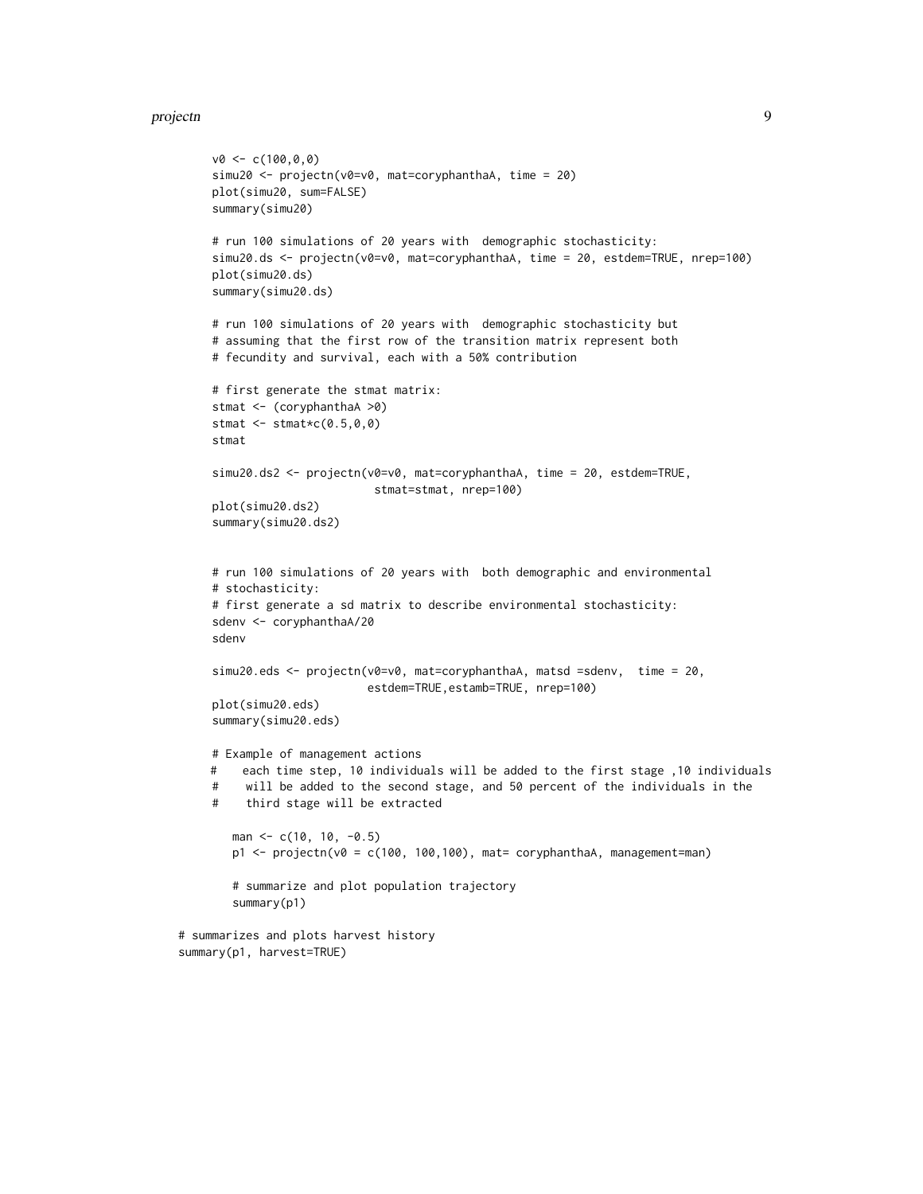```
v0 <- c(100,0,0)
simu20 <- projectn(v0=v0, mat=coryphanthaA, time = 20)
plot(simu20, sum=FALSE)
summary(simu20)

# run 100 simulations of 20 years with  demographic stochasticity:
simu20.ds <- projectn(v0=v0, mat=coryphanthaA, time = 20, estdem=TRUE, nrep=100)
plot(simu20.ds)
summary(simu20.ds)

# run 100 simulations of 20 years with  demographic stochasticity but
# assuming that the first row of the transition matrix represent both
# fecundity and survival, each with a 50% contribution

# first generate the stmat matrix:
stmat <- (coryphanthaA >0)
stmat <- stmat*c(0.5,0,0)
stmat

simu20.ds2 <- projectn(v0=v0, mat=coryphanthaA, time = 20, estdem=TRUE,
                        stmat=stmat, nrep=100)
plot(simu20.ds2)
summary(simu20.ds2)


# run 100 simulations of 20 years with  both demographic and environmental
# stochasticity:
# first generate a sd matrix to describe environmental stochasticity:
sdenv <- coryphanthaA/20
sdenv

simu20.eds <- projectn(v0=v0, mat=coryphanthaA, matsd =sdenv,  time = 20,
                       estdem=TRUE,estamb=TRUE, nrep=100)
plot(simu20.eds)
summary(simu20.eds)

# Example of management actions
#    each time step, 10 individuals will be added to the first stage ,10 individuals
#    will be added to the second stage, and 50 percent of the individuals in the
#    third stage will be extracted

   man <- c(10, 10, -0.5)
   p1 <- projectn(v0 = c(100, 100,100), mat= coryphanthaA, management=man)

   # summarize and plot population trajectory
   summary(p1)

# summarizes and plots harvest history
summary(p1, harvest=TRUE)
```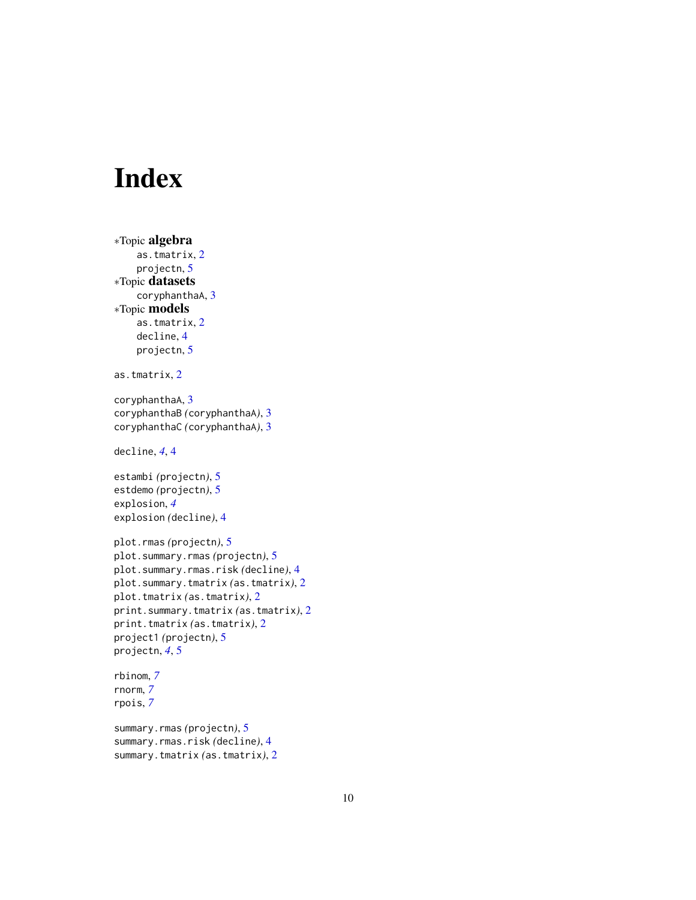# Index

*Topic **algebra**
- as.tmatrix, 2
- projectn, 5

*Topic **datasets**
- coryphanthaA, 3

*Topic **models**
- as.tmatrix, 2
- decline, 4
- projectn, 5

as.tmatrix, 2

coryphanthaA, 3
coryphanthaB *(*coryphanthaA*)*, 3
coryphanthaC *(*coryphanthaA*)*, 3

decline, *4*, 4

estambi *(*projectn*)*, 5
estdemo *(*projectn*)*, 5
explosion, *4*
explosion *(*decline*)*, 4

plot.rmas *(*projectn*)*, 5
plot.summary.rmas *(*projectn*)*, 5
plot.summary.rmas.risk *(*decline*)*, 4
plot.summary.tmatrix *(*as.tmatrix*)*, 2
plot.tmatrix *(*as.tmatrix*)*, 2
print.summary.tmatrix *(*as.tmatrix*)*, 2
print.tmatrix *(*as.tmatrix*)*, 2
project1 *(*projectn*)*, 5
projectn, *4*, 5

rbinom, *7*
rnorm, *7*
rpois, *7*

summary.rmas *(*projectn*)*, 5
summary.rmas.risk *(*decline*)*, 4
summary.tmatrix *(*as.tmatrix*)*, 2